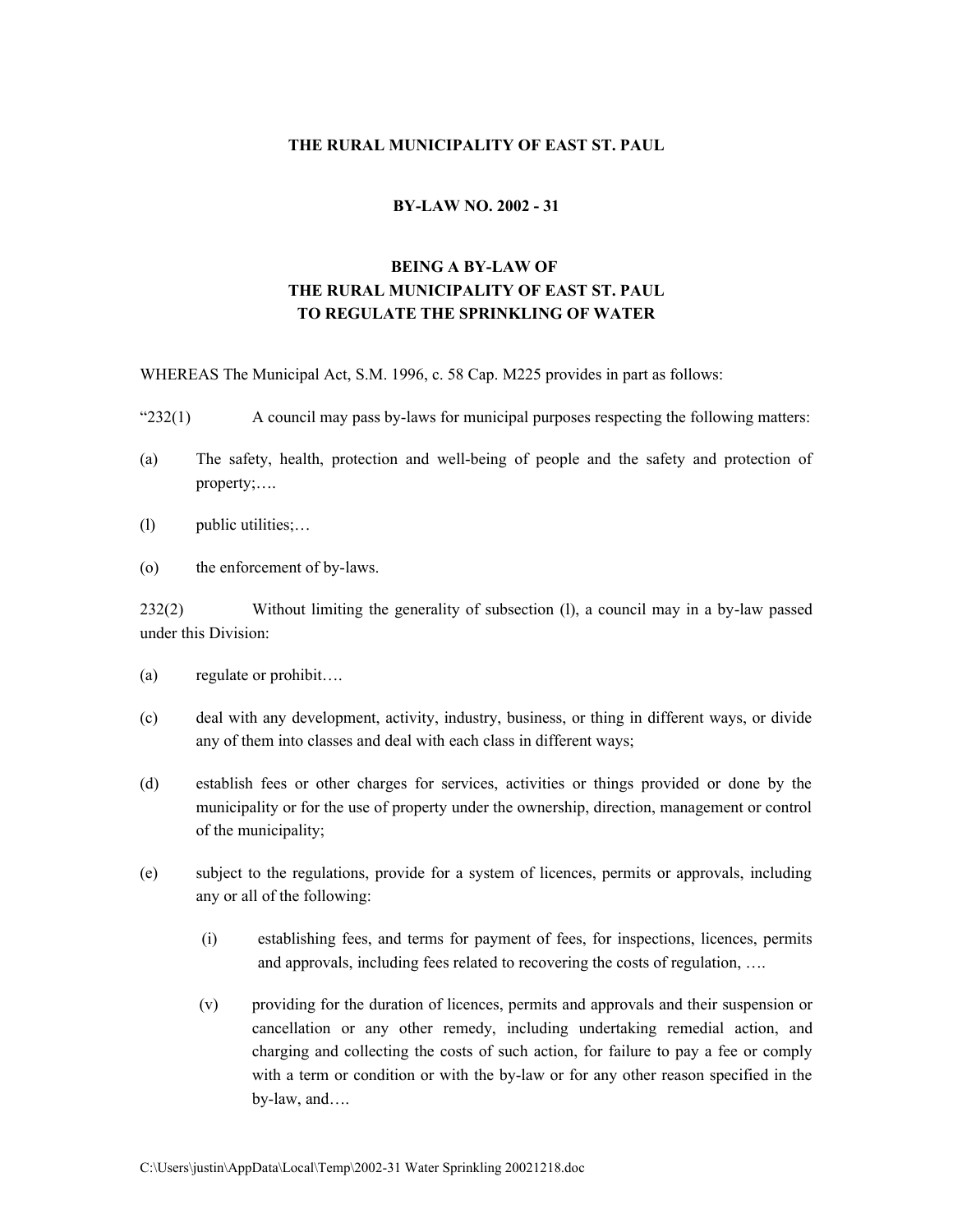**THE RURAL MUNICIPALITY OF EAST ST. PAUL**

**BY-LAW NO. 2002 - 31**

**BEING A BY-LAW OF**
**THE RURAL MUNICIPALITY OF EAST ST. PAUL**
**TO REGULATE THE SPRINKLING OF WATER**

WHEREAS The Municipal Act, S.M. 1996, c. 58 Cap. M225 provides in part as follows:

"232(1) A council may pass by-laws for municipal purposes respecting the following matters:

(a) The safety, health, protection and well-being of people and the safety and protection of property;….

(l) public utilities;…

(o) the enforcement of by-laws.

232(2) Without limiting the generality of subsection (l), a council may in a by-law passed under this Division:

(a) regulate or prohibit….

(c) deal with any development, activity, industry, business, or thing in different ways, or divide any of them into classes and deal with each class in different ways;

(d) establish fees or other charges for services, activities or things provided or done by the municipality or for the use of property under the ownership, direction, management or control of the municipality;

(e) subject to the regulations, provide for a system of licences, permits or approvals, including any or all of the following:

 (i) establishing fees, and terms for payment of fees, for inspections, licences, permits and approvals, including fees related to recovering the costs of regulation, ….

 (v) providing for the duration of licences, permits and approvals and their suspension or cancellation or any other remedy, including undertaking remedial action, and charging and collecting the costs of such action, for failure to pay a fee or comply with a term or condition or with the by-law or for any other reason specified in the by-law, and….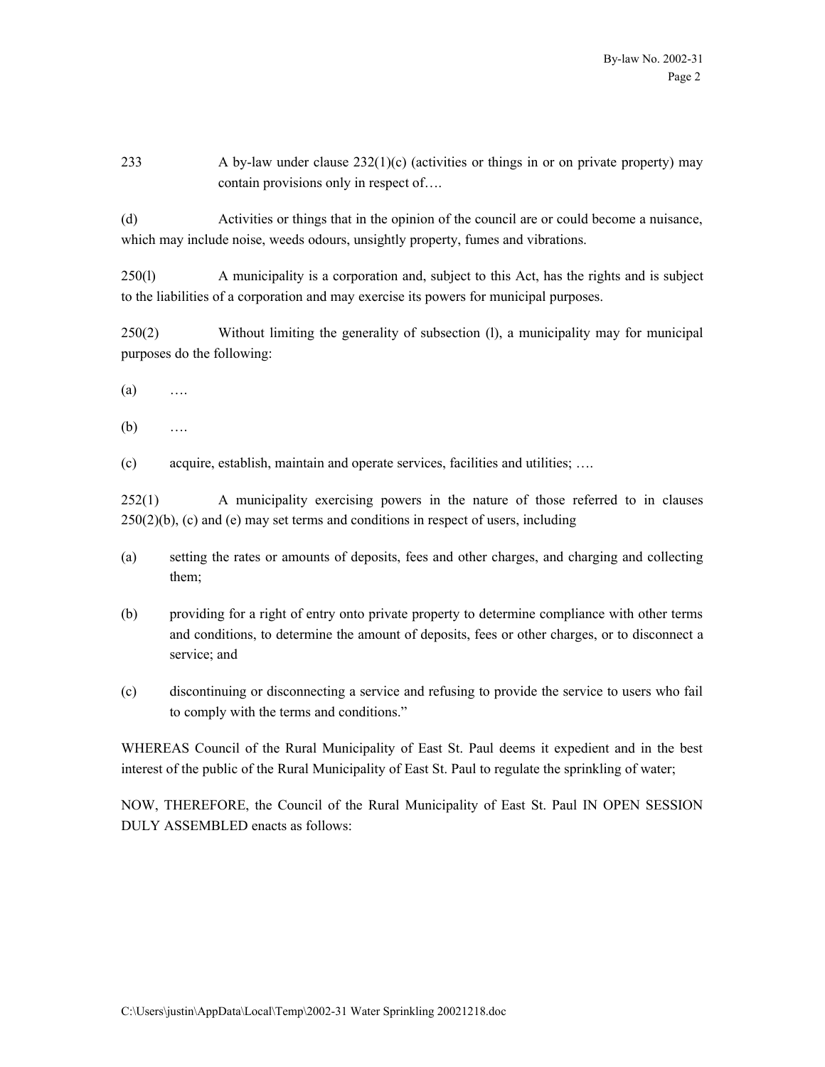233 A by-law under clause 232(1)(c) (activities or things in or on private property) may contain provisions only in respect of….

(d) Activities or things that in the opinion of the council are or could become a nuisance, which may include noise, weeds odours, unsightly property, fumes and vibrations.

250(l) A municipality is a corporation and, subject to this Act, has the rights and is subject to the liabilities of a corporation and may exercise its powers for municipal purposes.

250(2) Without limiting the generality of subsection (l), a municipality may for municipal purposes do the following:

(a) ….

(b) ….

(c) acquire, establish, maintain and operate services, facilities and utilities; ….

252(1) A municipality exercising powers in the nature of those referred to in clauses 250(2)(b), (c) and (e) may set terms and conditions in respect of users, including

(a) setting the rates or amounts of deposits, fees and other charges, and charging and collecting them;

(b) providing for a right of entry onto private property to determine compliance with other terms and conditions, to determine the amount of deposits, fees or other charges, or to disconnect a service; and

(c) discontinuing or disconnecting a service and refusing to provide the service to users who fail to comply with the terms and conditions."

WHEREAS Council of the Rural Municipality of East St. Paul deems it expedient and in the best interest of the public of the Rural Municipality of East St. Paul to regulate the sprinkling of water;

NOW, THEREFORE, the Council of the Rural Municipality of East St. Paul IN OPEN SESSION DULY ASSEMBLED enacts as follows: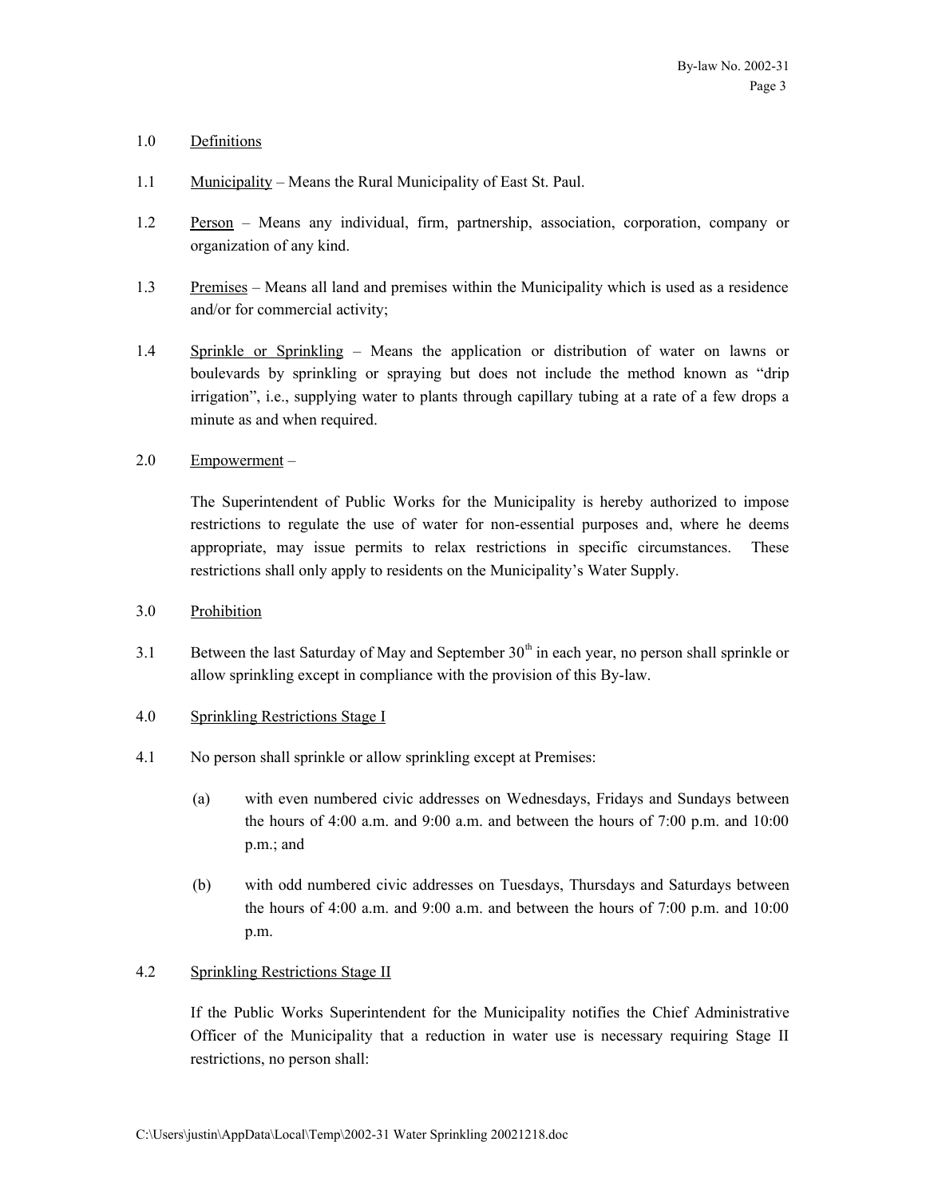1.0 Definitions

1.1 Municipality – Means the Rural Municipality of East St. Paul.

1.2 Person – Means any individual, firm, partnership, association, corporation, company or organization of any kind.

1.3 Premises – Means all land and premises within the Municipality which is used as a residence and/or for commercial activity;

1.4 Sprinkle or Sprinkling – Means the application or distribution of water on lawns or boulevards by sprinkling or spraying but does not include the method known as "drip irrigation", i.e., supplying water to plants through capillary tubing at a rate of a few drops a minute as and when required.

2.0 Empowerment –

The Superintendent of Public Works for the Municipality is hereby authorized to impose restrictions to regulate the use of water for non-essential purposes and, where he deems appropriate, may issue permits to relax restrictions in specific circumstances. These restrictions shall only apply to residents on the Municipality's Water Supply.

3.0 Prohibition

3.1 Between the last Saturday of May and September 30th in each year, no person shall sprinkle or allow sprinkling except in compliance with the provision of this By-law.

4.0 Sprinkling Restrictions Stage I

4.1 No person shall sprinkle or allow sprinkling except at Premises:

(a) with even numbered civic addresses on Wednesdays, Fridays and Sundays between the hours of 4:00 a.m. and 9:00 a.m. and between the hours of 7:00 p.m. and 10:00 p.m.; and

(b) with odd numbered civic addresses on Tuesdays, Thursdays and Saturdays between the hours of 4:00 a.m. and 9:00 a.m. and between the hours of 7:00 p.m. and 10:00 p.m.

4.2 Sprinkling Restrictions Stage II

If the Public Works Superintendent for the Municipality notifies the Chief Administrative Officer of the Municipality that a reduction in water use is necessary requiring Stage II restrictions, no person shall: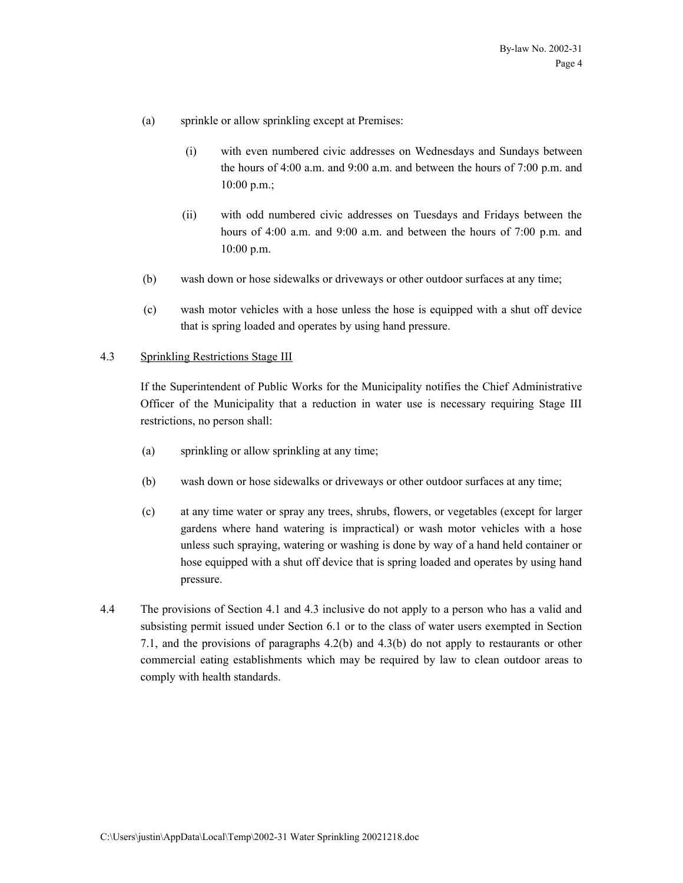(a) sprinkle or allow sprinkling except at Premises:

   (i) with even numbered civic addresses on Wednesdays and Sundays between the hours of 4:00 a.m. and 9:00 a.m. and between the hours of 7:00 p.m. and 10:00 p.m.;

   (ii) with odd numbered civic addresses on Tuesdays and Fridays between the hours of 4:00 a.m. and 9:00 a.m. and between the hours of 7:00 p.m. and 10:00 p.m.

(b) wash down or hose sidewalks or driveways or other outdoor surfaces at any time;

(c) wash motor vehicles with a hose unless the hose is equipped with a shut off device that is spring loaded and operates by using hand pressure.

4.3 Sprinkling Restrictions Stage III

If the Superintendent of Public Works for the Municipality notifies the Chief Administrative Officer of the Municipality that a reduction in water use is necessary requiring Stage III restrictions, no person shall:

(a) sprinkling or allow sprinkling at any time;

(b) wash down or hose sidewalks or driveways or other outdoor surfaces at any time;

(c) at any time water or spray any trees, shrubs, flowers, or vegetables (except for larger gardens where hand watering is impractical) or wash motor vehicles with a hose unless such spraying, watering or washing is done by way of a hand held container or hose equipped with a shut off device that is spring loaded and operates by using hand pressure.

4.4 The provisions of Section 4.1 and 4.3 inclusive do not apply to a person who has a valid and subsisting permit issued under Section 6.1 or to the class of water users exempted in Section 7.1, and the provisions of paragraphs 4.2(b) and 4.3(b) do not apply to restaurants or other commercial eating establishments which may be required by law to clean outdoor areas to comply with health standards.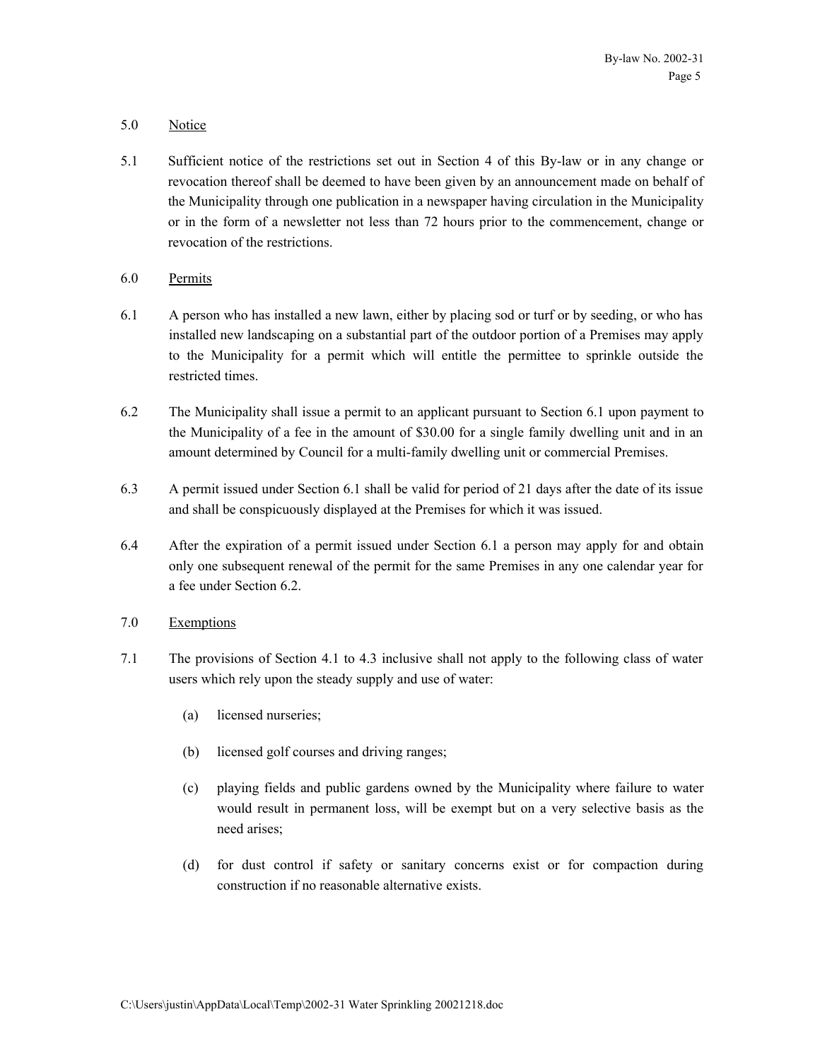## 5.0 Notice

5.1 Sufficient notice of the restrictions set out in Section 4 of this By-law or in any change or revocation thereof shall be deemed to have been given by an announcement made on behalf of the Municipality through one publication in a newspaper having circulation in the Municipality or in the form of a newsletter not less than 72 hours prior to the commencement, change or revocation of the restrictions.

## 6.0 Permits

6.1 A person who has installed a new lawn, either by placing sod or turf or by seeding, or who has installed new landscaping on a substantial part of the outdoor portion of a Premises may apply to the Municipality for a permit which will entitle the permittee to sprinkle outside the restricted times.

6.2 The Municipality shall issue a permit to an applicant pursuant to Section 6.1 upon payment to the Municipality of a fee in the amount of $30.00 for a single family dwelling unit and in an amount determined by Council for a multi-family dwelling unit or commercial Premises.

6.3 A permit issued under Section 6.1 shall be valid for period of 21 days after the date of its issue and shall be conspicuously displayed at the Premises for which it was issued.

6.4 After the expiration of a permit issued under Section 6.1 a person may apply for and obtain only one subsequent renewal of the permit for the same Premises in any one calendar year for a fee under Section 6.2.

## 7.0 Exemptions

7.1 The provisions of Section 4.1 to 4.3 inclusive shall not apply to the following class of water users which rely upon the steady supply and use of water:

(a) licensed nurseries;

(b) licensed golf courses and driving ranges;

(c) playing fields and public gardens owned by the Municipality where failure to water would result in permanent loss, will be exempt but on a very selective basis as the need arises;

(d) for dust control if safety or sanitary concerns exist or for compaction during construction if no reasonable alternative exists.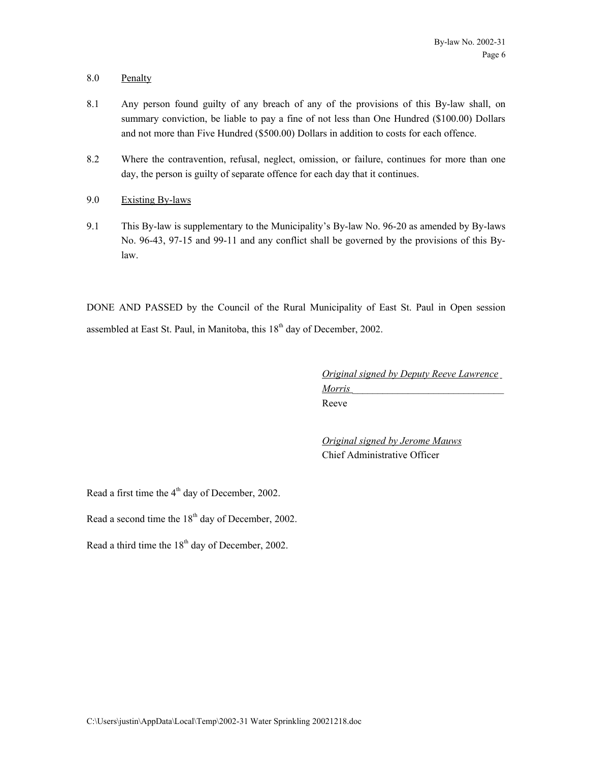8.0 Penalty

8.1 Any person found guilty of any breach of any of the provisions of this By-law shall, on summary conviction, be liable to pay a fine of not less than One Hundred ($100.00) Dollars and not more than Five Hundred ($500.00) Dollars in addition to costs for each offence.

8.2 Where the contravention, refusal, neglect, omission, or failure, continues for more than one day, the person is guilty of separate offence for each day that it continues.

9.0 Existing By-laws

9.1 This By-law is supplementary to the Municipality's By-law No. 96-20 as amended by By-laws No. 96-43, 97-15 and 99-11 and any conflict shall be governed by the provisions of this By-law.

DONE AND PASSED by the Council of the Rural Municipality of East St. Paul in Open session assembled at East St. Paul, in Manitoba, this 18th day of December, 2002.

*Original signed by Deputy Reeve Lawrence Morris*
Reeve

*Original signed by Jerome Mauws*
Chief Administrative Officer

Read a first time the 4th day of December, 2002.

Read a second time the 18th day of December, 2002.

Read a third time the 18th day of December, 2002.

C:\Users\justin\AppData\Local\Temp\2002-31 Water Sprinkling 20021218.doc